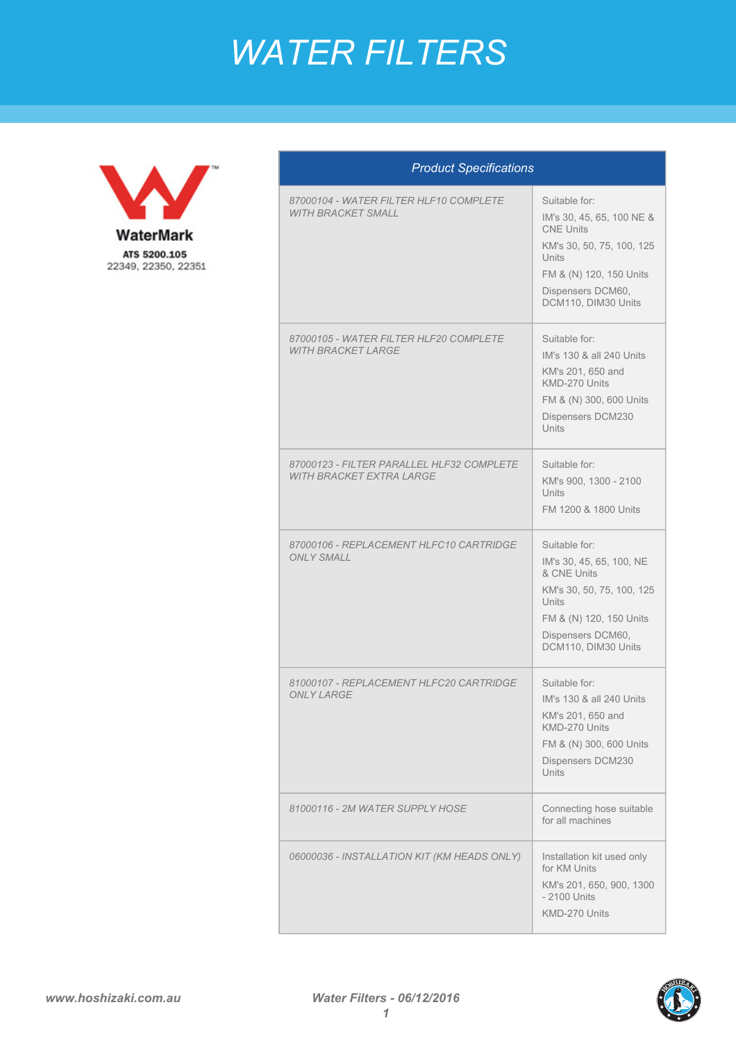# WATER FILTERS

WaterMark
ATS 5200.105
22349, 22350, 22351

| *Product Specifications* | |
|---|---|
| *87000104 - WATER FILTER HLF10 COMPLETE WITH BRACKET SMALL* | Suitable for:<br>IM's 30, 45, 65, 100 NE & CNE Units<br>KM's 30, 50, 75, 100, 125 Units<br>FM & (N) 120, 150 Units<br>Dispensers DCM60, DCM110, DIM30 Units |
| *87000105 - WATER FILTER HLF20 COMPLETE WITH BRACKET LARGE* | Suitable for:<br>IM's 130 & all 240 Units<br>KM's 201, 650 and KMD-270 Units<br>FM & (N) 300, 600 Units<br>Dispensers DCM230 Units |
| *87000123 - FILTER PARALLEL HLF32 COMPLETE WITH BRACKET EXTRA LARGE* | Suitable for:<br>KM's 900, 1300 - 2100 Units<br>FM 1200 & 1800 Units |
| *87000106 - REPLACEMENT HLFC10 CARTRIDGE ONLY SMALL* | Suitable for:<br>IM's 30, 45, 65, 100, NE & CNE Units<br>KM's 30, 50, 75, 100, 125 Units<br>FM & (N) 120, 150 Units<br>Dispensers DCM60, DCM110, DIM30 Units |
| *81000107 - REPLACEMENT HLFC20 CARTRIDGE ONLY LARGE* | Suitable for:<br>IM's 130 & all 240 Units<br>KM's 201, 650 and KMD-270 Units<br>FM & (N) 300, 600 Units<br>Dispensers DCM230 Units |
| *81000116 - 2M WATER SUPPLY HOSE* | Connecting hose suitable for all machines |
| *06000036 - INSTALLATION KIT (KM HEADS ONLY)* | Installation kit used only for KM Units<br>KM's 201, 650, 900, 1300 - 2100 Units<br>KMD-270 Units |

**www.hoshizaki.com.au** **Water Filters - 06/12/2016**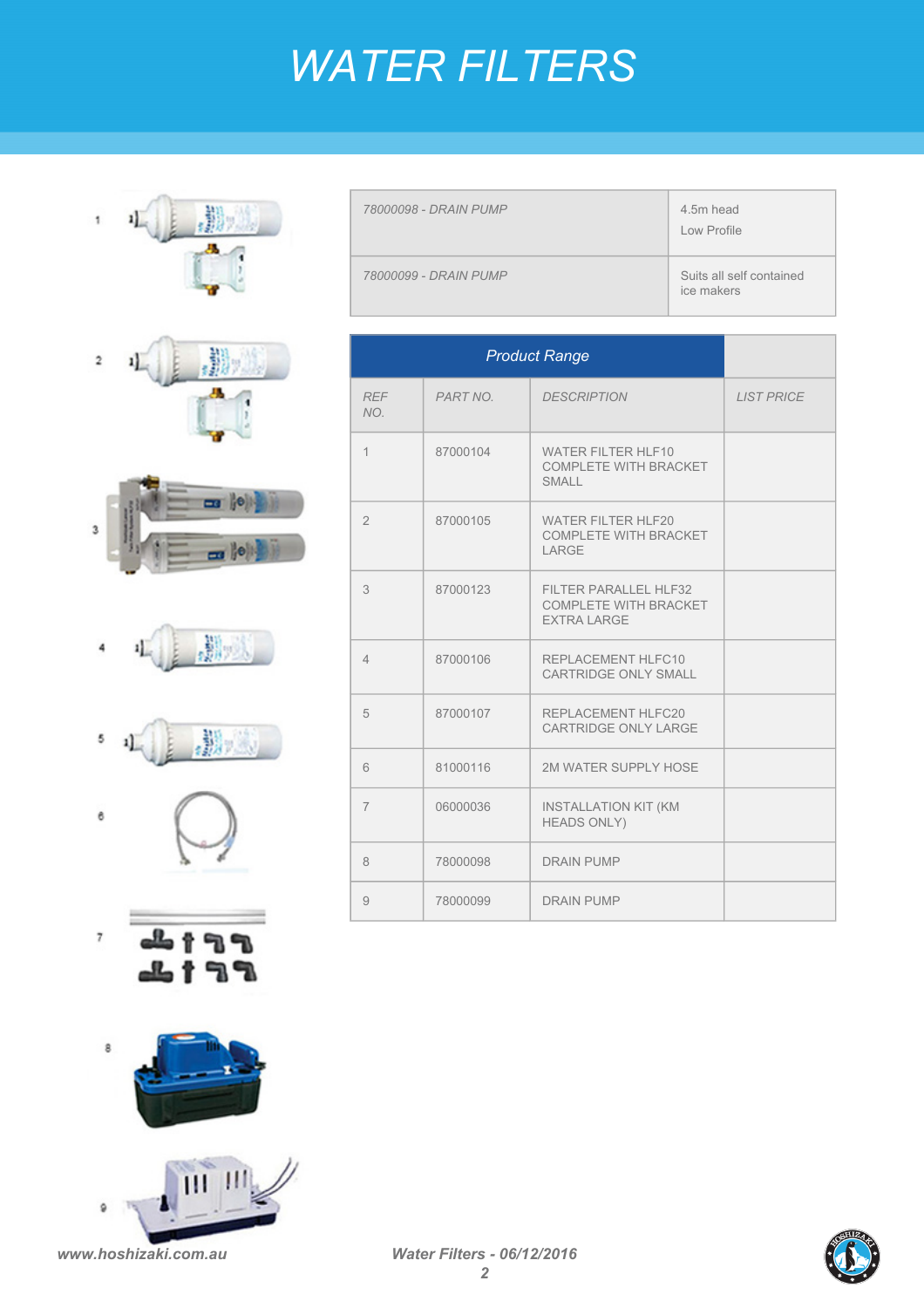# WATER FILTERS

| | |
|---|---|
| 78000098 - DRAIN PUMP | 4.5m head<br>Low Profile |
| 78000099 - DRAIN PUMP | Suits all self contained ice makers |

| Product Range | | | |
|---|---|---|---|
| REF NO. | PART NO. | DESCRIPTION | LIST PRICE |
| 1 | 87000104 | WATER FILTER HLF10 COMPLETE WITH BRACKET SMALL | |
| 2 | 87000105 | WATER FILTER HLF20 COMPLETE WITH BRACKET LARGE | |
| 3 | 87000123 | FILTER PARALLEL HLF32 COMPLETE WITH BRACKET EXTRA LARGE | |
| 4 | 87000106 | REPLACEMENT HLFC10 CARTRIDGE ONLY SMALL | |
| 5 | 87000107 | REPLACEMENT HLFC20 CARTRIDGE ONLY LARGE | |
| 6 | 81000116 | 2M WATER SUPPLY HOSE | |
| 7 | 06000036 | INSTALLATION KIT (KM HEADS ONLY) | |
| 8 | 78000098 | DRAIN PUMP | |
| 9 | 78000099 | DRAIN PUMP | |

www.hoshizaki.com.au

Water Filters - 06/12/2016